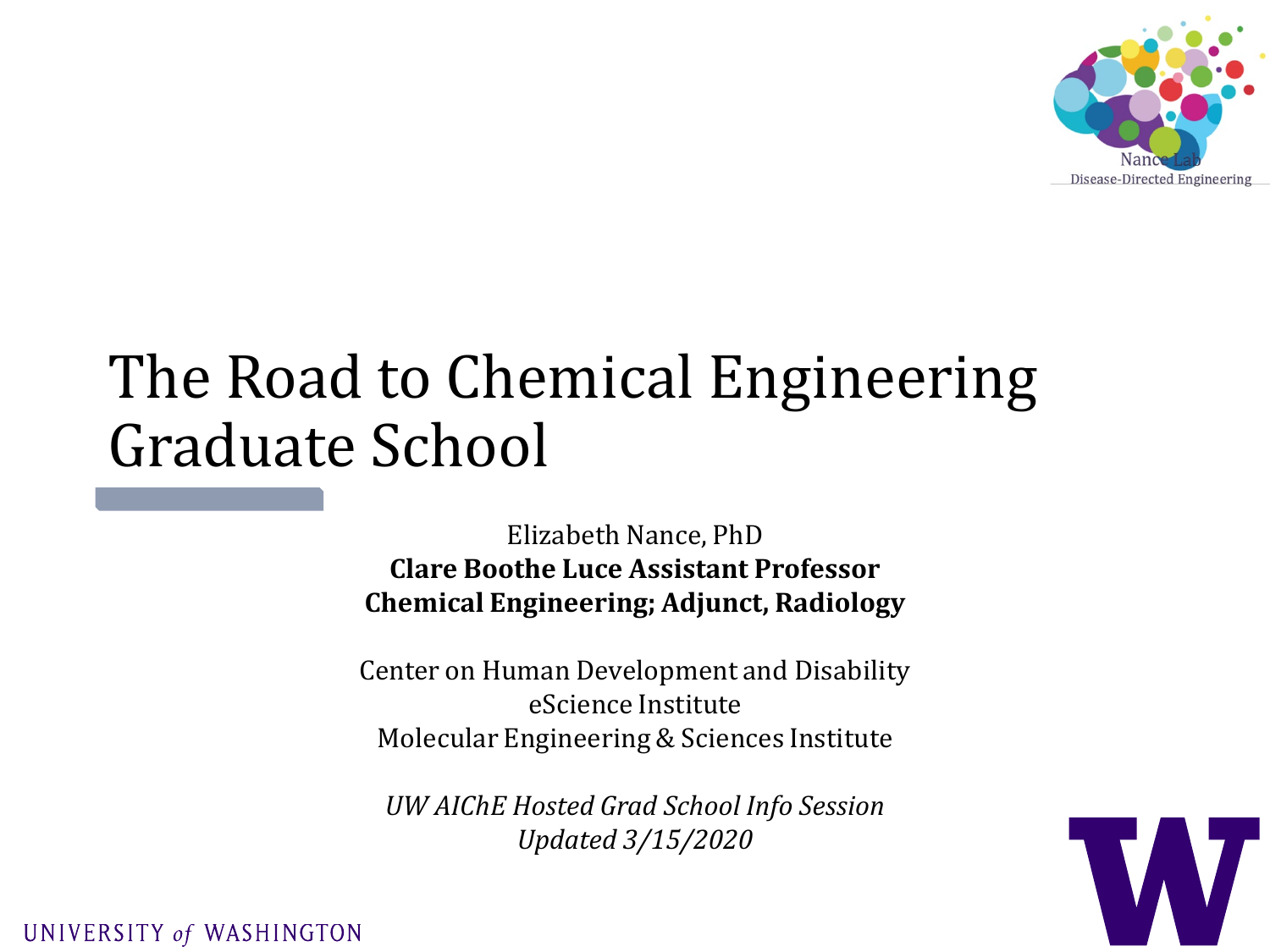Nance Lab
Disease-Directed Engineering

# The Road to Chemical Engineering Graduate School

Elizabeth Nance, PhD
**Clare Boothe Luce Assistant Professor**
**Chemical Engineering; Adjunct, Radiology**

Center on Human Development and Disability
eScience Institute
Molecular Engineering & Sciences Institute

*UW AIChE Hosted Grad School Info Session*
*Updated 3/15/2020*

UNIVERSITY of WASHINGTON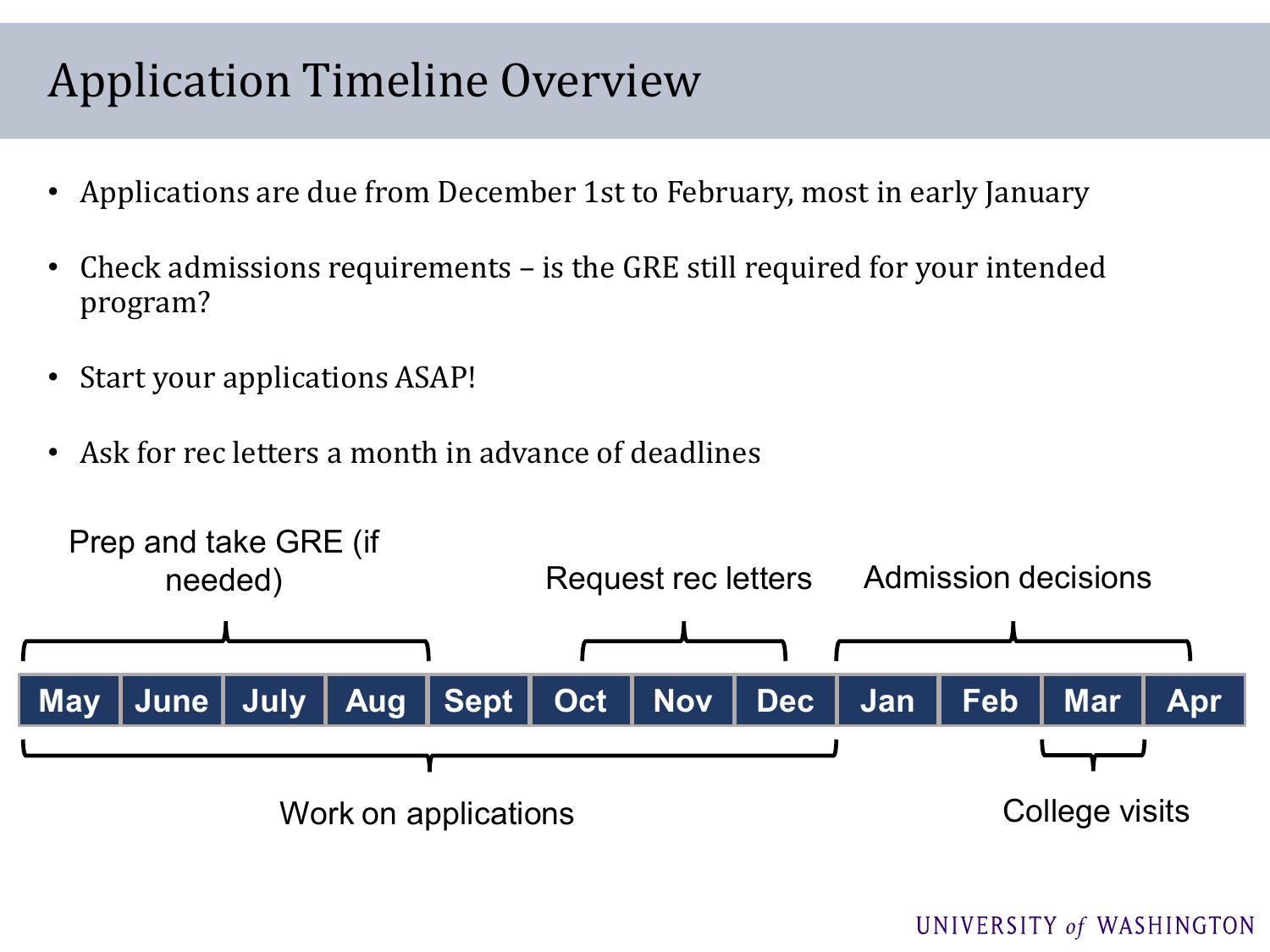# Application Timeline Overview

- Applications are due from December 1st to February, most in early January
- Check admissions requirements – is the GRE still required for your intended program?
- Start your applications ASAP!
- Ask for rec letters a month in advance of deadlines

| May | June | July | Aug | Sept | Oct | Nov | Dec | Jan | Feb | Mar | Apr |
|---|---|---|---|---|---|---|---|---|---|---|---|
| Prep and take GRE (if needed) | | | | | Request rec letters | | | Admission decisions | | | |
| Work on applications | | | | | | | | | | College visits | |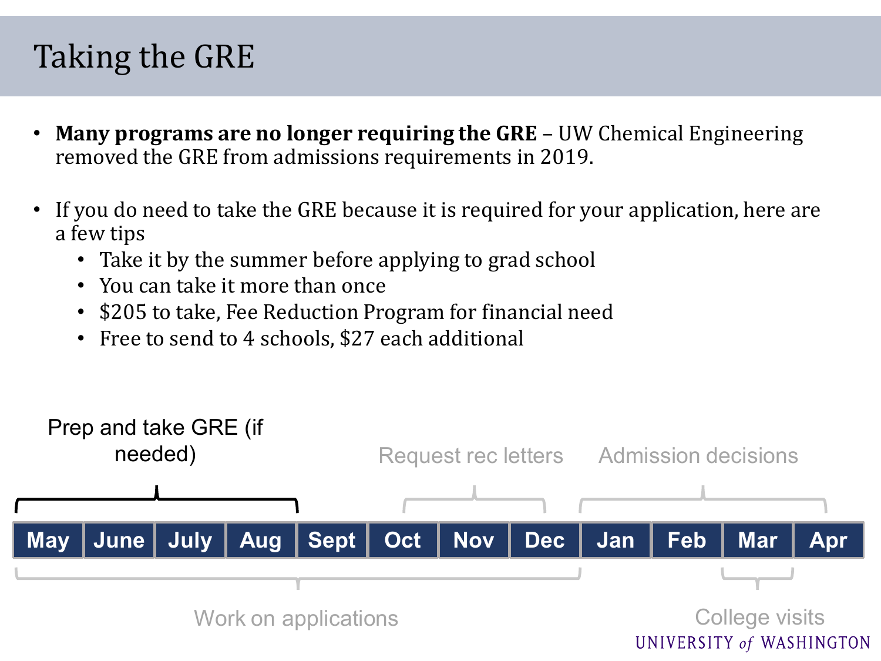# Taking the GRE

- **Many programs are no longer requiring the GRE** – UW Chemical Engineering removed the GRE from admissions requirements in 2019.
- If you do need to take the GRE because it is required for your application, here are a few tips
  - Take it by the summer before applying to grad school
  - You can take it more than once
  - $205 to take, Fee Reduction Program for financial need
  - Free to send to 4 schools, $27 each additional

Prep and take GRE (if needed) — May to Aug

Request rec letters — Oct to Dec

Admission decisions — Jan to Apr

| May | June | July | Aug | Sept | Oct | Nov | Dec | Jan | Feb | Mar | Apr |
|---|---|---|---|---|---|---|---|---|---|---|---|

Work on applications — May to Dec

College visits — Mar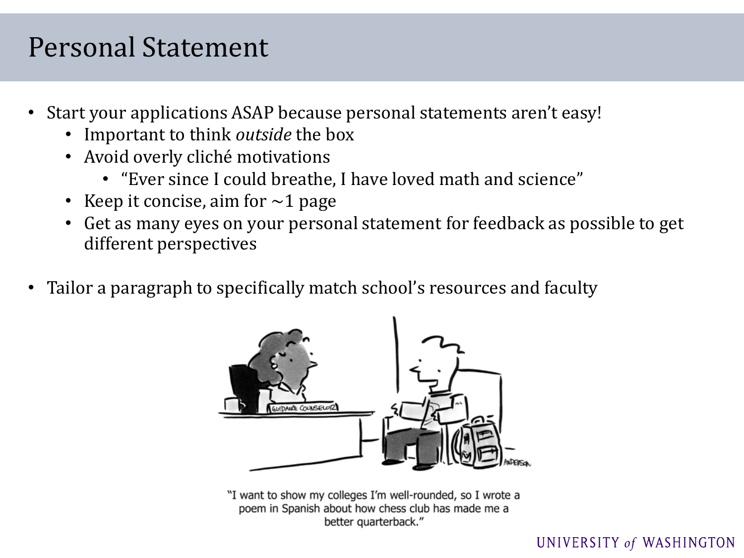# Personal Statement

- Start your applications ASAP because personal statements aren't easy!
  - Important to think *outside* the box
  - Avoid overly cliché motivations
    - "Ever since I could breathe, I have loved math and science"
  - Keep it concise, aim for ~1 page
  - Get as many eyes on your personal statement for feedback as possible to get different perspectives

- Tailor a paragraph to specifically match school's resources and faculty

"I want to show my colleges I'm well-rounded, so I wrote a poem in Spanish about how chess club has made me a better quarterback."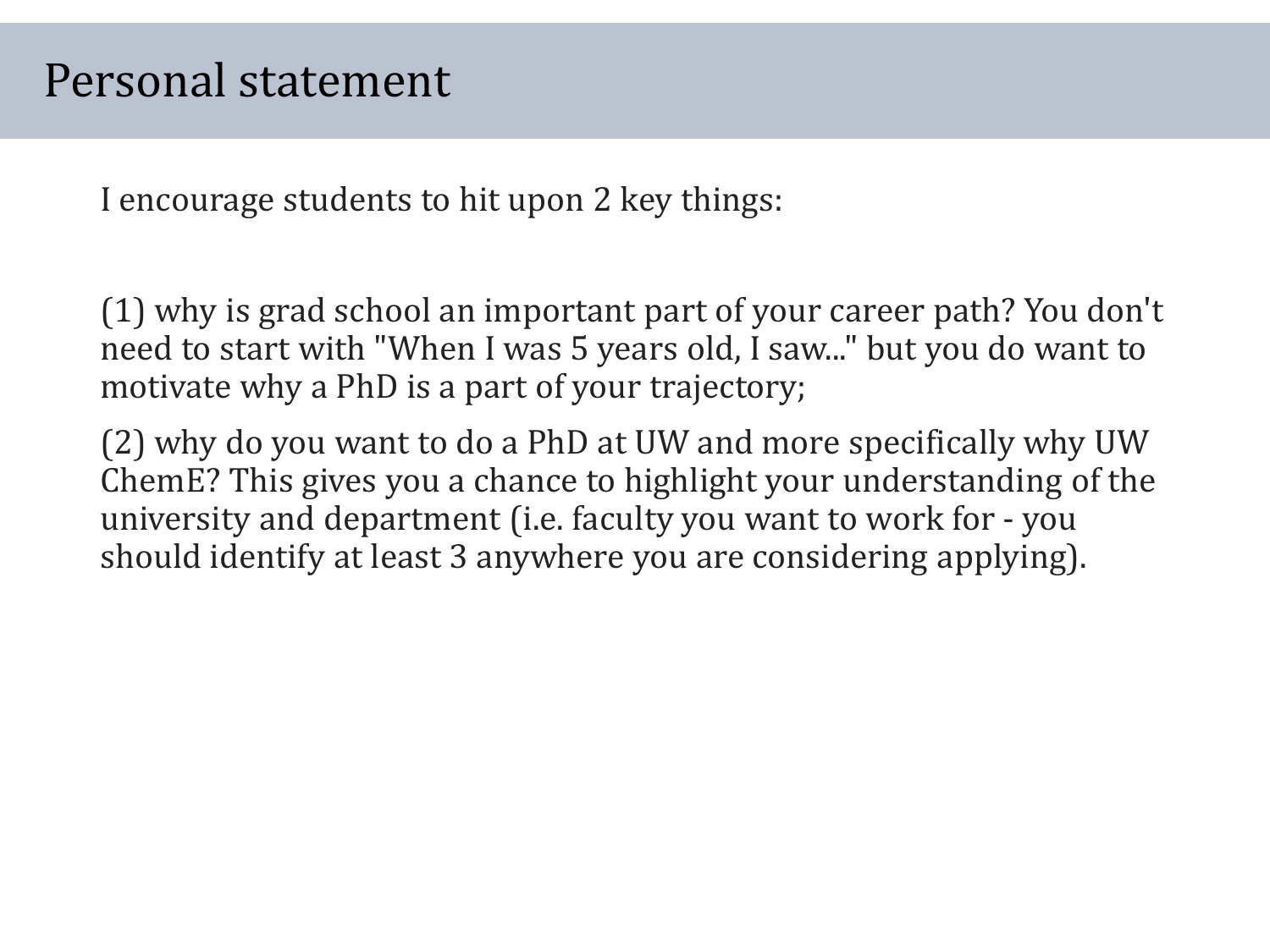# Personal statement

I encourage students to hit upon 2 key things:

(1) why is grad school an important part of your career path? You don't need to start with "When I was 5 years old, I saw..." but you do want to motivate why a PhD is a part of your trajectory;

(2) why do you want to do a PhD at UW and more specifically why UW ChemE? This gives you a chance to highlight your understanding of the university and department (i.e. faculty you want to work for - you should identify at least 3 anywhere you are considering applying).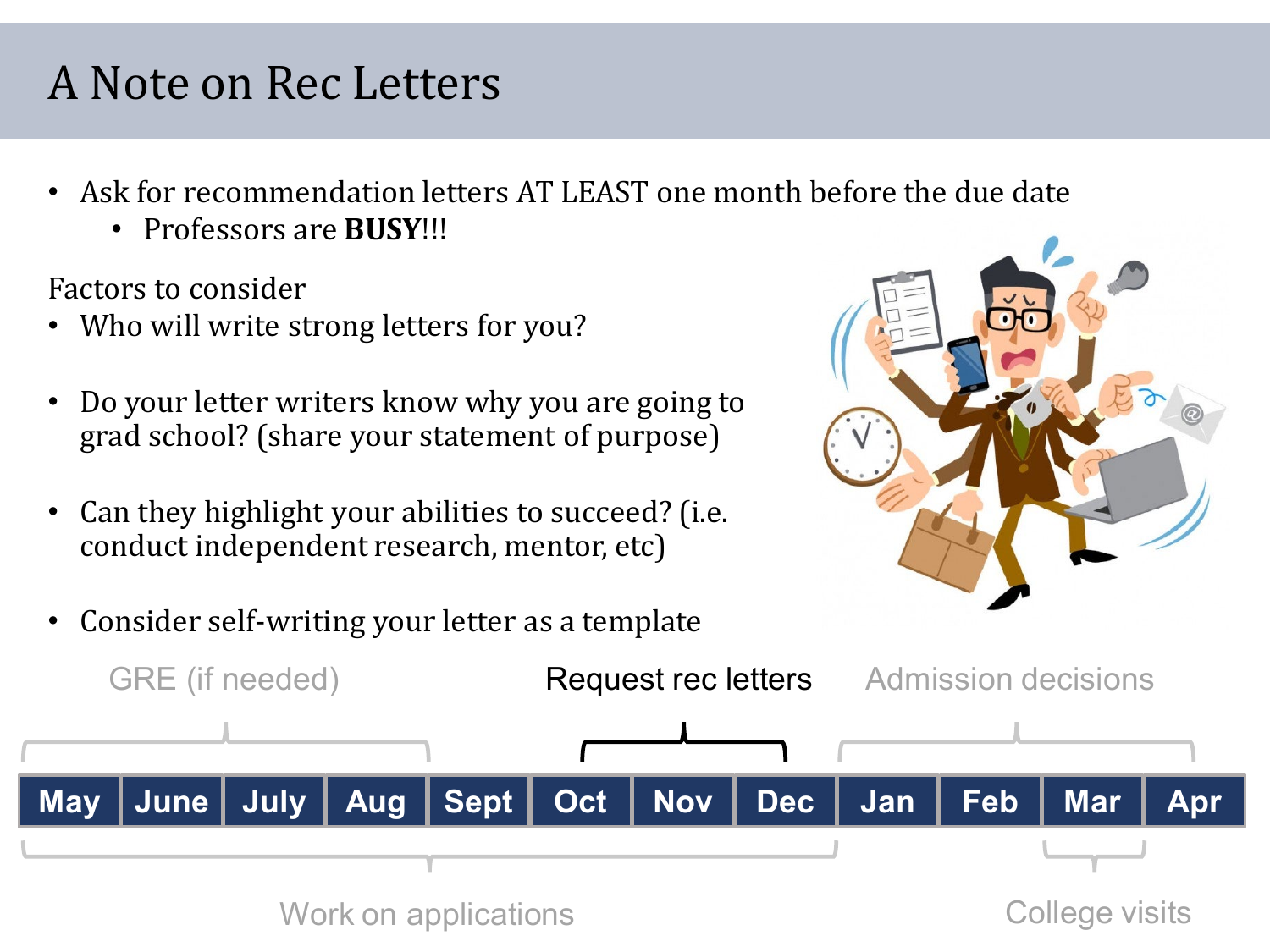# A Note on Rec Letters

- Ask for recommendation letters AT LEAST one month before the due date
  - Professors are **BUSY**!!!

Factors to consider

- Who will write strong letters for you?
- Do your letter writers know why you are going to grad school? (share your statement of purpose)
- Can they highlight your abilities to succeed? (i.e. conduct independent research, mentor, etc)
- Consider self-writing your letter as a template

| May | June | July | Aug | Sept | Oct | Nov | Dec | Jan | Feb | Mar | Apr |
|---|---|---|---|---|---|---|---|---|---|---|---|

- GRE (if needed): May – Aug
- Request rec letters: Oct – Dec
- Admission decisions: Jan – Apr
- Work on applications: May – Dec
- College visits: Mar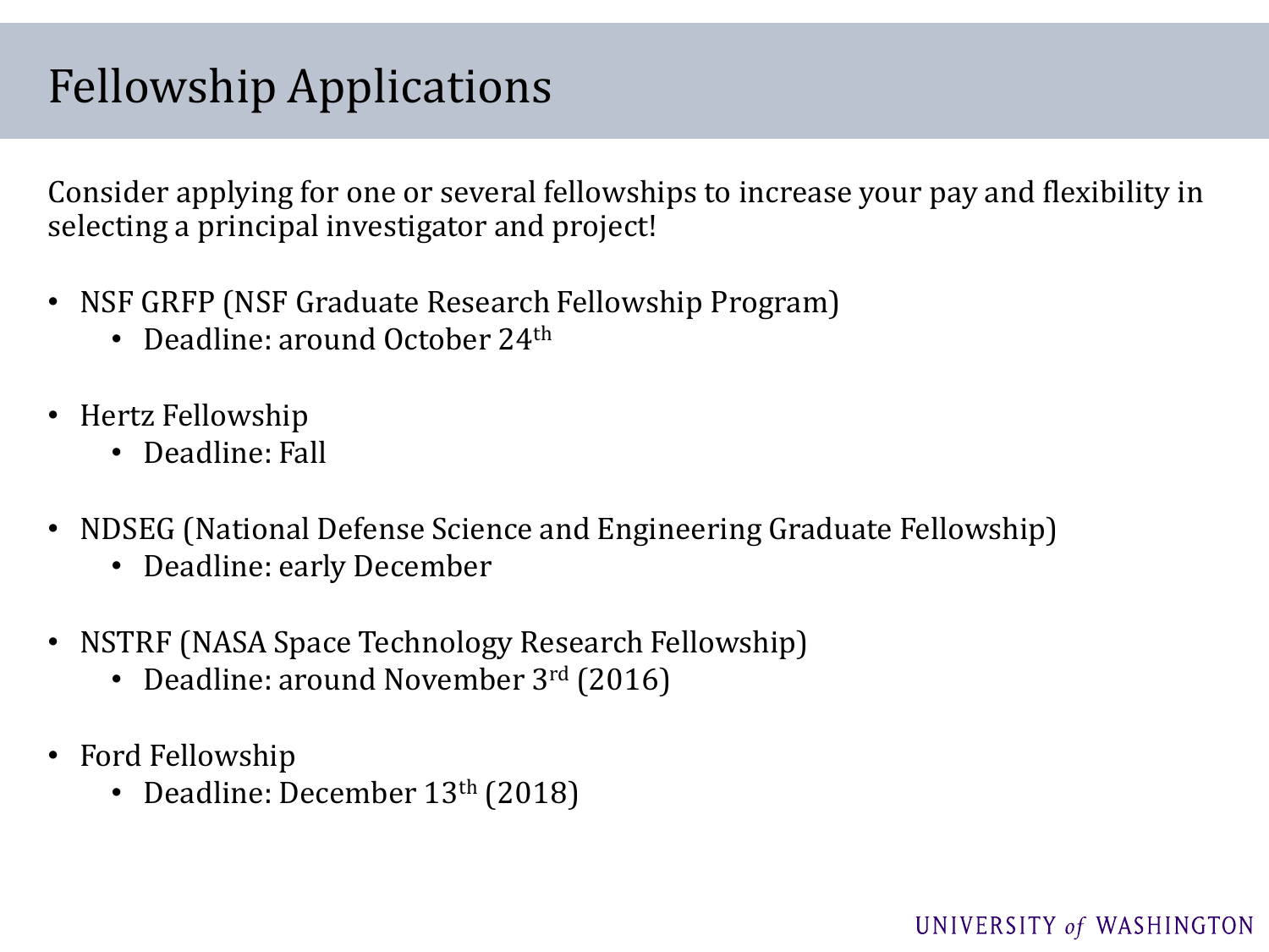# Fellowship Applications

Consider applying for one or several fellowships to increase your pay and flexibility in selecting a principal investigator and project!

- NSF GRFP (NSF Graduate Research Fellowship Program)
  - Deadline: around October 24th
- Hertz Fellowship
  - Deadline: Fall
- NDSEG (National Defense Science and Engineering Graduate Fellowship)
  - Deadline: early December
- NSTRF (NASA Space Technology Research Fellowship)
  - Deadline: around November 3rd (2016)
- Ford Fellowship
  - Deadline: December 13th (2018)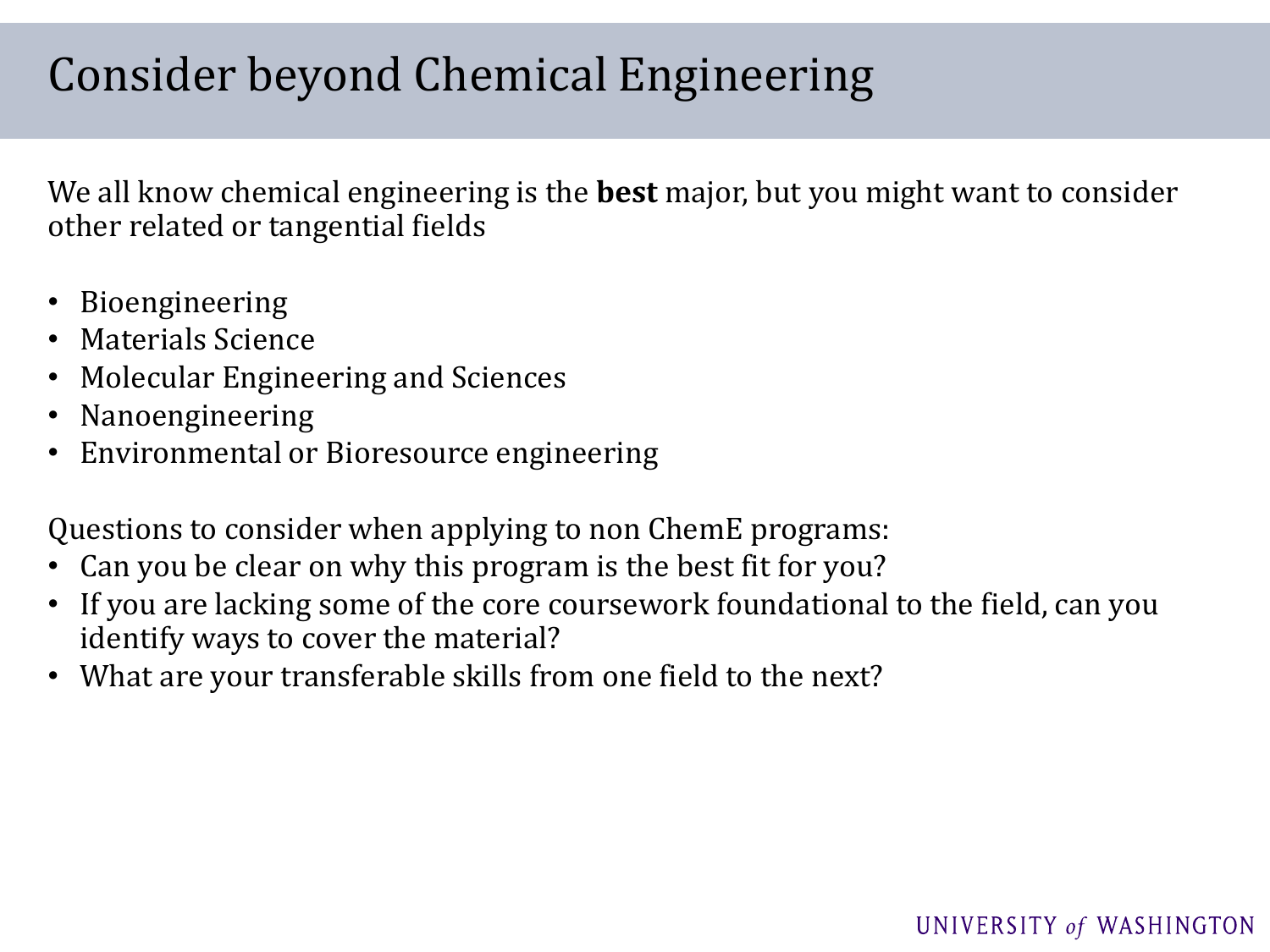# Consider beyond Chemical Engineering

We all know chemical engineering is the **best** major, but you might want to consider other related or tangential fields

- Bioengineering
- Materials Science
- Molecular Engineering and Sciences
- Nanoengineering
- Environmental or Bioresource engineering

Questions to consider when applying to non ChemE programs:

- Can you be clear on why this program is the best fit for you?
- If you are lacking some of the core coursework foundational to the field, can you identify ways to cover the material?
- What are your transferable skills from one field to the next?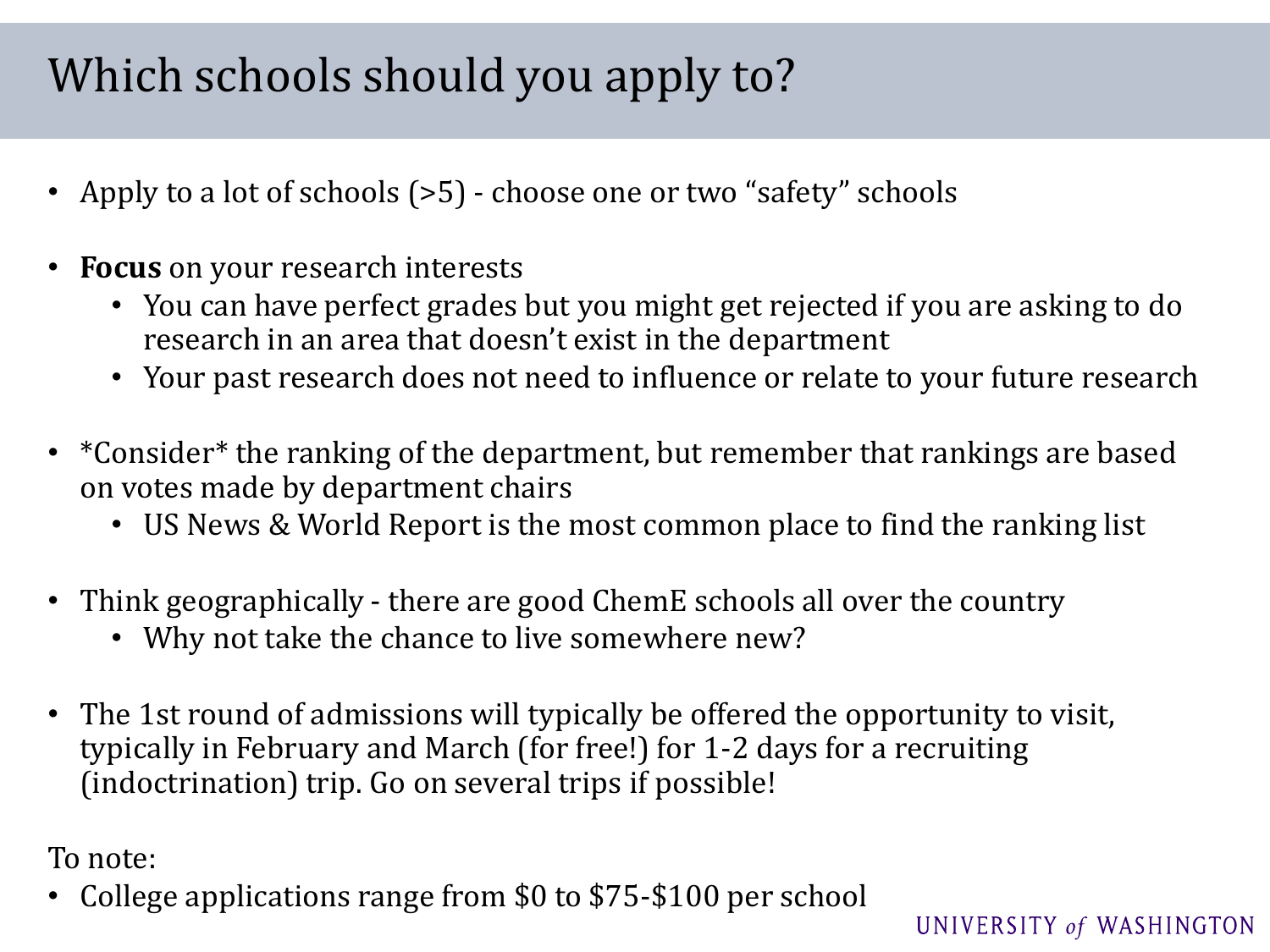# Which schools should you apply to?

- Apply to a lot of schools (>5) - choose one or two “safety” schools
- **Focus** on your research interests
  - You can have perfect grades but you might get rejected if you are asking to do research in an area that doesn’t exist in the department
  - Your past research does not need to influence or relate to your future research
- *Consider* the ranking of the department, but remember that rankings are based on votes made by department chairs
  - US News & World Report is the most common place to find the ranking list
- Think geographically - there are good ChemE schools all over the country
  - Why not take the chance to live somewhere new?
- The 1st round of admissions will typically be offered the opportunity to visit, typically in February and March (for free!) for 1-2 days for a recruiting (indoctrination) trip. Go on several trips if possible!

To note:

- College applications range from $0 to $75-$100 per school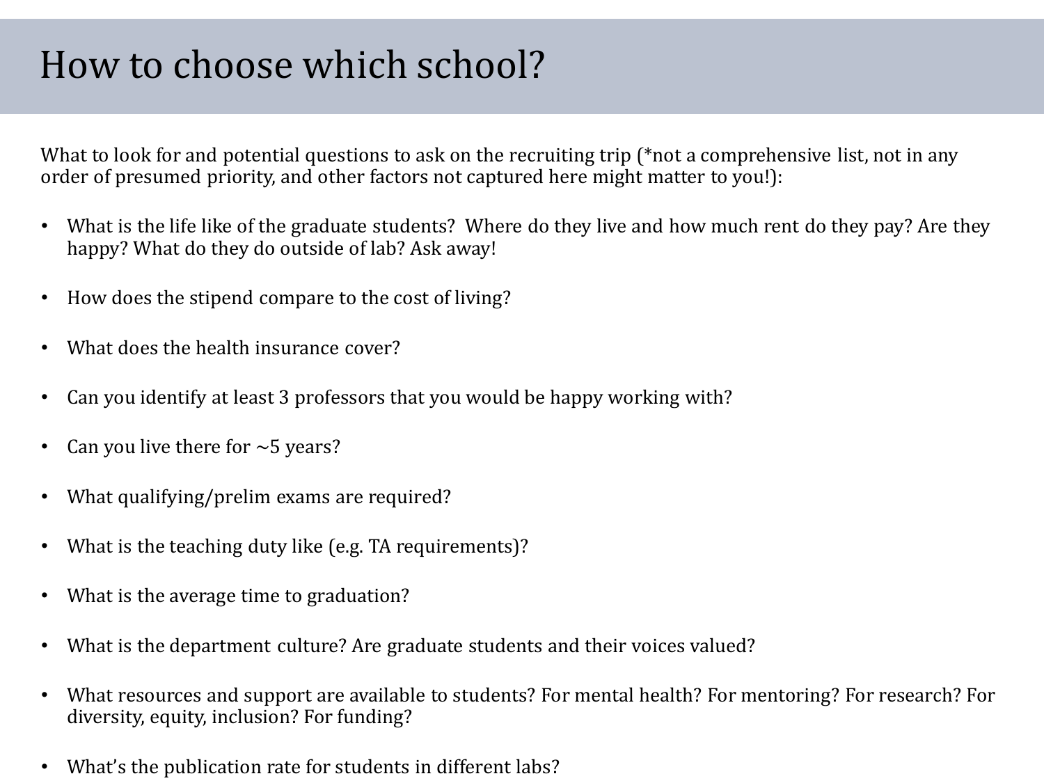# How to choose which school?

What to look for and potential questions to ask on the recruiting trip (*not a comprehensive list, not in any order of presumed priority, and other factors not captured here might matter to you!):

- What is the life like of the graduate students? Where do they live and how much rent do they pay? Are they happy? What do they do outside of lab? Ask away!
- How does the stipend compare to the cost of living?
- What does the health insurance cover?
- Can you identify at least 3 professors that you would be happy working with?
- Can you live there for ~5 years?
- What qualifying/prelim exams are required?
- What is the teaching duty like (e.g. TA requirements)?
- What is the average time to graduation?
- What is the department culture? Are graduate students and their voices valued?
- What resources and support are available to students? For mental health? For mentoring? For research? For diversity, equity, inclusion? For funding?
- What's the publication rate for students in different labs?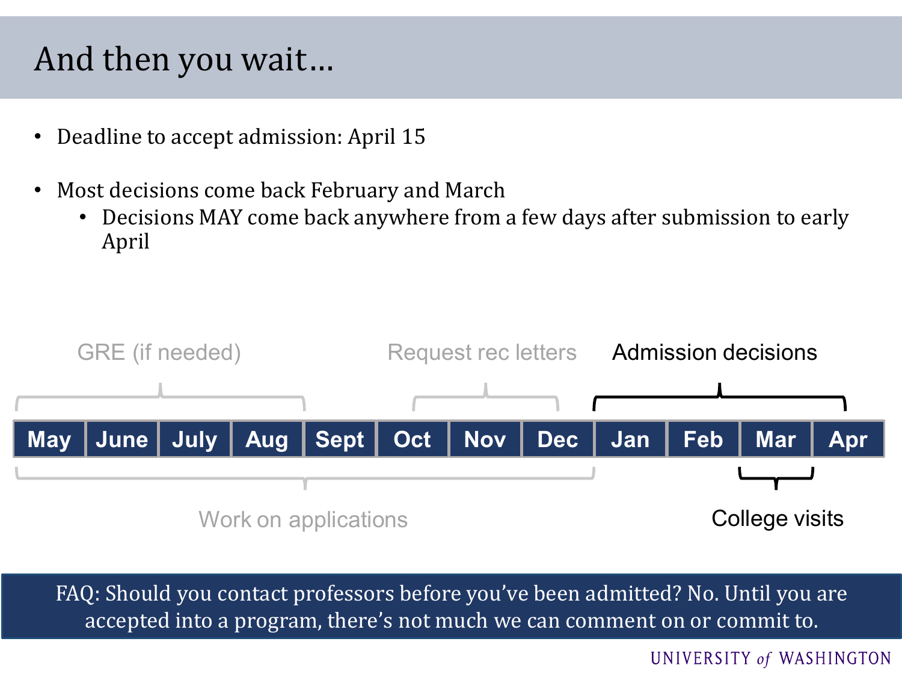# And then you wait…

- Deadline to accept admission: April 15
- Most decisions come back February and March
  - Decisions MAY come back anywhere from a few days after submission to early April

| May | June | July | Aug | Sept | Oct | Nov | Dec | Jan | Feb | Mar | Apr |
|---|---|---|---|---|---|---|---|---|---|---|---|

- GRE (if needed): May – Aug
- Request rec letters: Oct – Dec
- Admission decisions: Jan – Apr
- Work on applications: May – Dec
- College visits: Mar

FAQ: Should you contact professors before you've been admitted? No. Until you are accepted into a program, there's not much we can comment on or commit to.

UNIVERSITY *of* WASHINGTON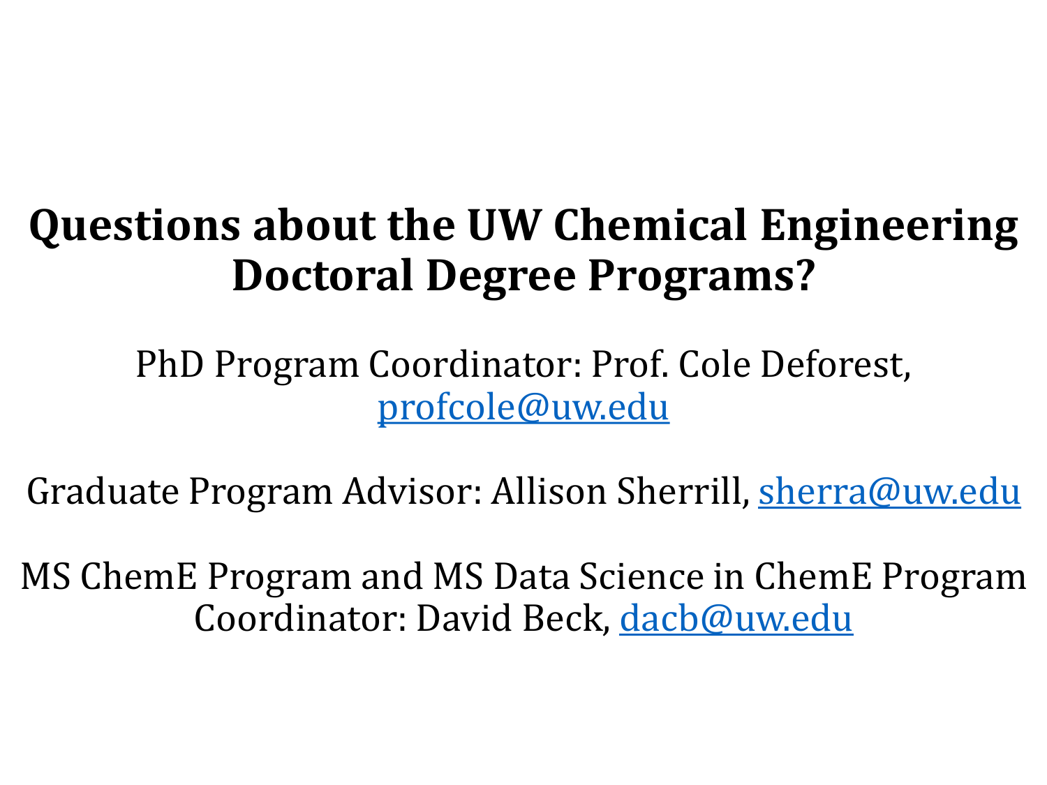# Questions about the UW Chemical Engineering Doctoral Degree Programs?

PhD Program Coordinator: Prof. Cole Deforest, [profcole@uw.edu](mailto:profcole@uw.edu)

Graduate Program Advisor: Allison Sherrill, [sherra@uw.edu](mailto:sherra@uw.edu)

MS ChemE Program and MS Data Science in ChemE Program Coordinator: David Beck, [dacb@uw.edu](mailto:dacb@uw.edu)